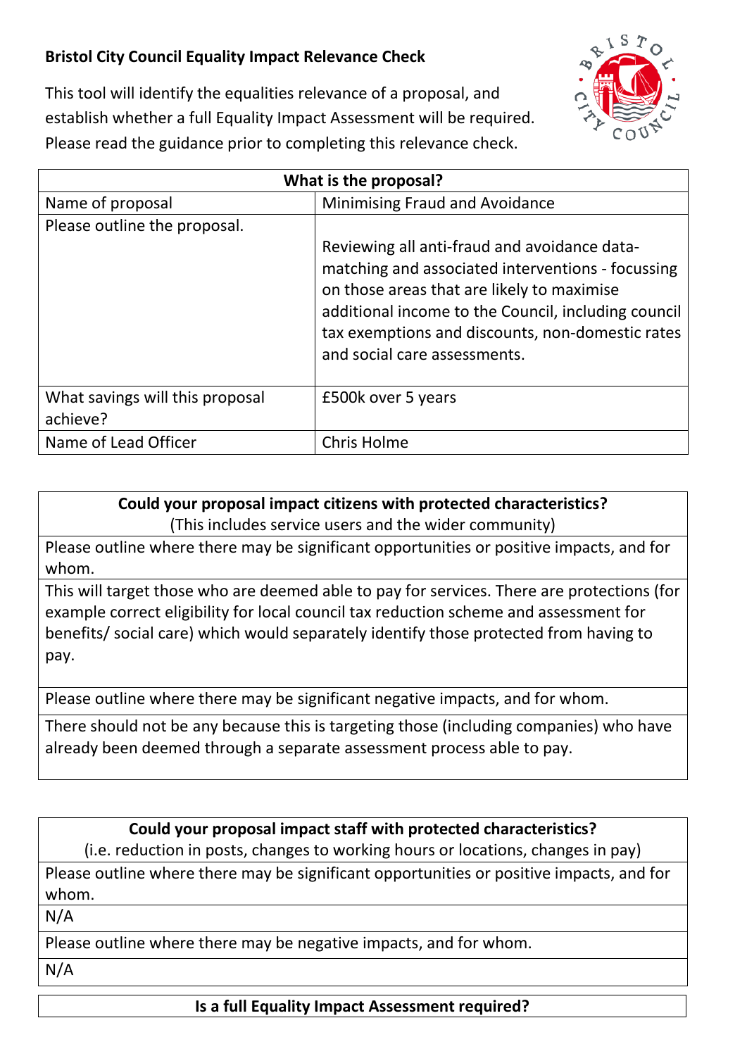**Bristol City Council Equality Impact Relevance Check**

This tool will identify the equalities relevance of a proposal, and establish whether a full Equality Impact Assessment will be required. Please read the guidance prior to completing this relevance check.

| What is the proposal? | |
|---|---|
| Name of proposal | Minimising Fraud and Avoidance |
| Please outline the proposal. | Reviewing all anti-fraud and avoidance data-matching and associated interventions - focussing on those areas that are likely to maximise additional income to the Council, including council tax exemptions and discounts, non-domestic rates and social care assessments. |
| What savings will this proposal achieve? | £500k over 5 years |
| Name of Lead Officer | Chris Holme |

| **Could your proposal impact citizens with protected characteristics?** (This includes service users and the wider community) |
|---|
| Please outline where there may be significant opportunities or positive impacts, and for whom. |
| This will target those who are deemed able to pay for services. There are protections (for example correct eligibility for local council tax reduction scheme and assessment for benefits/ social care) which would separately identify those protected from having to pay. |
| Please outline where there may be significant negative impacts, and for whom. |
| There should not be any because this is targeting those (including companies) who have already been deemed through a separate assessment process able to pay. |

| **Could your proposal impact staff with protected characteristics?** (i.e. reduction in posts, changes to working hours or locations, changes in pay) |
|---|
| Please outline where there may be significant opportunities or positive impacts, and for whom. |
| N/A |
| Please outline where there may be negative impacts, and for whom. |
| N/A |

| **Is a full Equality Impact Assessment required?** |
|---|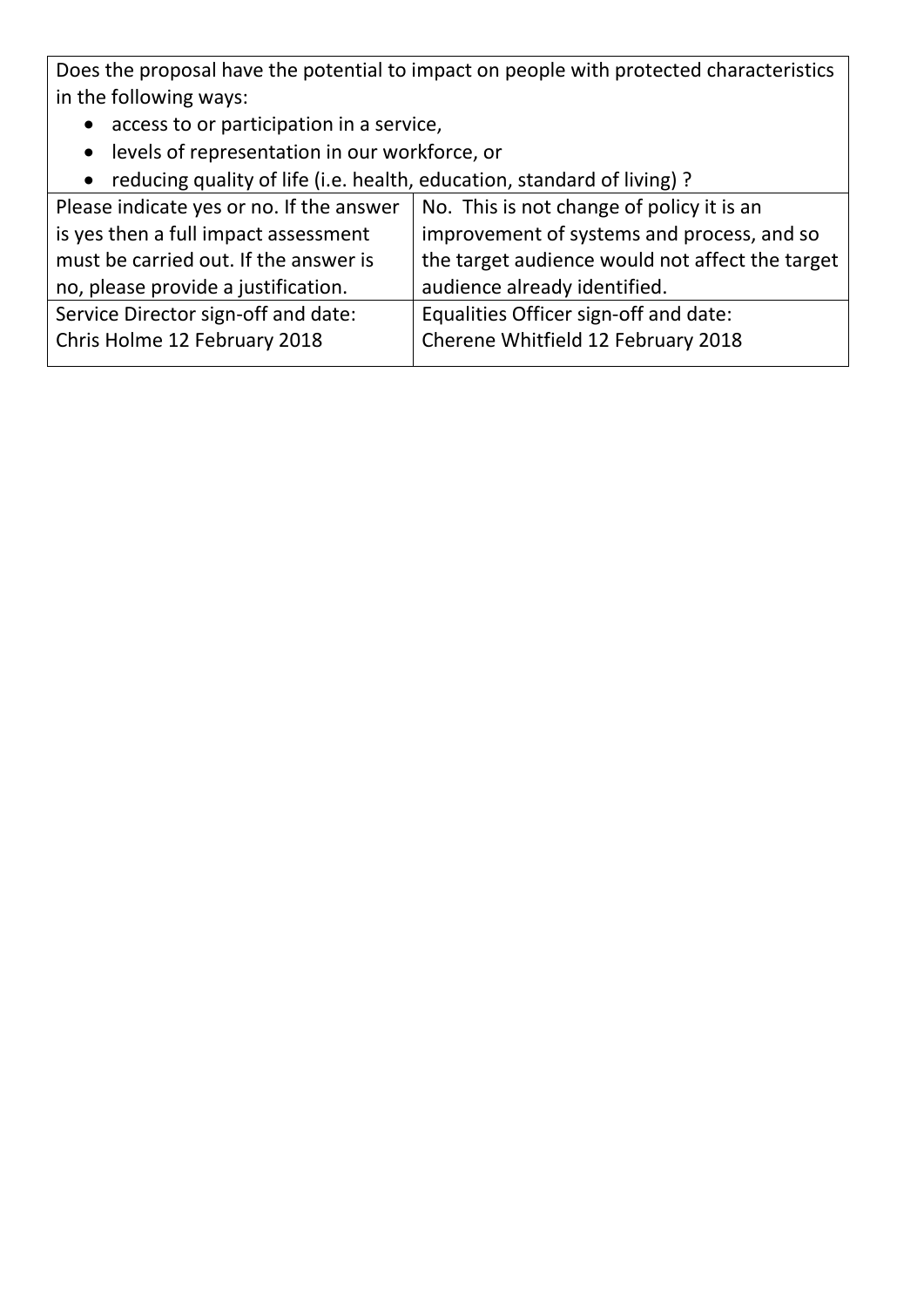| | |
|---|---|
| Does the proposal have the potential to impact on people with protected characteristics in the following ways:<br>• access to or participation in a service,<br>• levels of representation in our workforce, or<br>• reducing quality of life (i.e. health, education, standard of living) ? | |
| Please indicate yes or no. If the answer is yes then a full impact assessment must be carried out. If the answer is no, please provide a justification. | No. This is not change of policy it is an improvement of systems and process, and so the target audience would not affect the target audience already identified. |
| Service Director sign-off and date:<br>Chris Holme 12 February 2018 | Equalities Officer sign-off and date:<br>Cherene Whitfield 12 February 2018 |